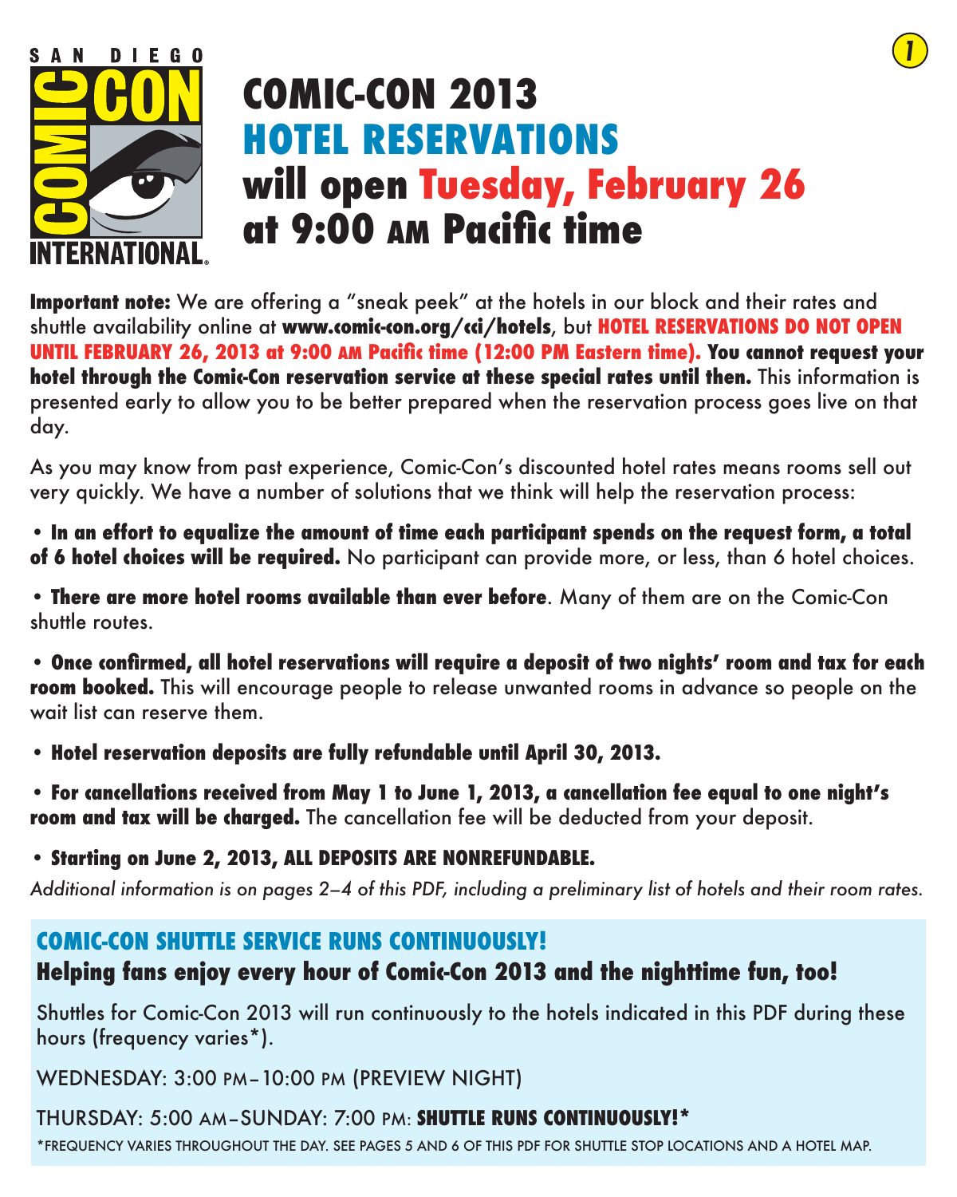SAN DIEGO COMIC-CON INTERNATIONAL

# COMIC-CON 2013 HOTEL RESERVATIONS will open Tuesday, February 26 at 9:00 AM Pacific time

**Important note:** We are offering a "sneak peek" at the hotels in our block and their rates and shuttle availability online at **www.comic-con.org/cci/hotels**, but **HOTEL RESERVATIONS DO NOT OPEN UNTIL FEBRUARY 26, 2013 at 9:00 AM Pacific time (12:00 PM Eastern time). You cannot request your hotel through the Comic-Con reservation service at these special rates until then.** This information is presented early to allow you to be better prepared when the reservation process goes live on that day.

As you may know from past experience, Comic-Con's discounted hotel rates means rooms sell out very quickly. We have a number of solutions that we think will help the reservation process:

- **In an effort to equalize the amount of time each participant spends on the request form, a total of 6 hotel choices will be required.** No participant can provide more, or less, than 6 hotel choices.
- **There are more hotel rooms available than ever before**. Many of them are on the Comic-Con shuttle routes.
- **Once confirmed, all hotel reservations will require a deposit of two nights' room and tax for each room booked.** This will encourage people to release unwanted rooms in advance so people on the wait list can reserve them.
- **Hotel reservation deposits are fully refundable until April 30, 2013.**
- **For cancellations received from May 1 to June 1, 2013, a cancellation fee equal to one night's room and tax will be charged.** The cancellation fee will be deducted from your deposit.
- **Starting on June 2, 2013, ALL DEPOSITS ARE NONREFUNDABLE.**

*Additional information is on pages 2–4 of this PDF, including a preliminary list of hotels and their room rates.*

## COMIC-CON SHUTTLE SERVICE RUNS CONTINUOUSLY!

### Helping fans enjoy every hour of Comic-Con 2013 and the nighttime fun, too!

Shuttles for Comic-Con 2013 will run continuously to the hotels indicated in this PDF during these hours (frequency varies*).

WEDNESDAY: 3:00 PM–10:00 PM (PREVIEW NIGHT)

THURSDAY: 5:00 AM–SUNDAY: 7:00 PM: **SHUTTLE RUNS CONTINUOUSLY!***

*FREQUENCY VARIES THROUGHOUT THE DAY. SEE PAGES 5 AND 6 OF THIS PDF FOR SHUTTLE STOP LOCATIONS AND A HOTEL MAP.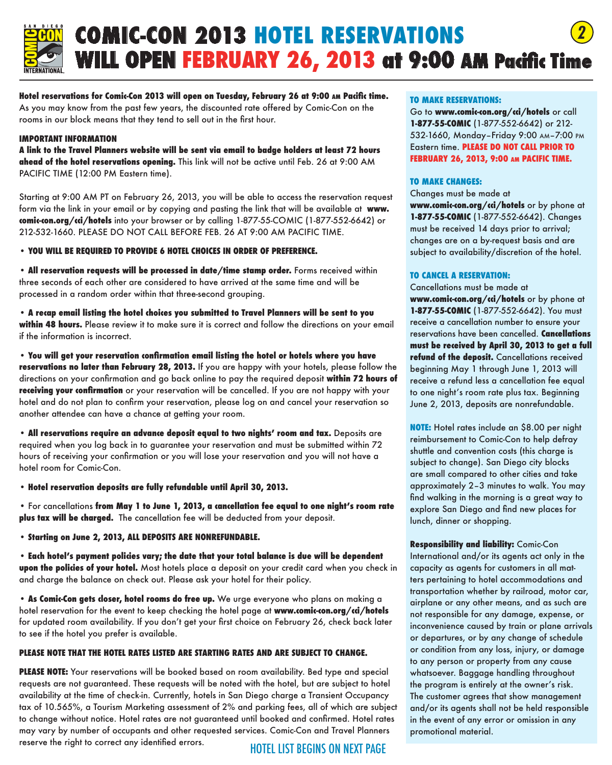# COMIC-CON 2013 HOTEL RESERVATIONS WILL OPEN FEBRUARY 26, 2013 at 9:00 AM Pacific Time

**Hotel reservations for Comic-Con 2013 will open on Tuesday, February 26 at 9:00 AM Pacific time.** As you may know from the past few years, the discounted rate offered by Comic-Con on the rooms in our block means that they tend to sell out in the first hour.

**IMPORTANT INFORMATION**

**A link to the Travel Planners website will be sent via email to badge holders at least 72 hours ahead of the hotel reservations opening.** This link will not be active until Feb. 26 at 9:00 AM PACIFIC TIME (12:00 PM Eastern time).

Starting at 9:00 AM PT on February 26, 2013, you will be able to access the reservation request form via the link in your email or by copying and pasting the link that will be available at **www.comic-con.org/cci/hotels** into your browser or by calling 1-877-55-COMIC (1-877-552-6642) or 212-532-1660. PLEASE DO NOT CALL BEFORE FEB. 26 AT 9:00 AM PACIFIC TIME.

- **YOU WILL BE REQUIRED TO PROVIDE 6 HOTEL CHOICES IN ORDER OF PREFERENCE.**
- **All reservation requests will be processed in date/time stamp order.** Forms received within three seconds of each other are considered to have arrived at the same time and will be processed in a random order within that three-second grouping.
- **A recap email listing the hotel choices you submitted to Travel Planners will be sent to you within 48 hours.** Please review it to make sure it is correct and follow the directions on your email if the information is incorrect.
- **You will get your reservation confirmation email listing the hotel or hotels where you have reservations no later than February 28, 2013.** If you are happy with your hotels, please follow the directions on your confirmation and go back online to pay the required deposit **within 72 hours of receiving your confirmation** or your reservation will be cancelled. If you are not happy with your hotel and do not plan to confirm your reservation, please log on and cancel your reservation so another attendee can have a chance at getting your room.
- **All reservations require an advance deposit equal to two nights' room and tax.** Deposits are required when you log back in to guarantee your reservation and must be submitted within 72 hours of receiving your confirmation or you will lose your reservation and you will not have a hotel room for Comic-Con.
- **Hotel reservation deposits are fully refundable until April 30, 2013.**
- For cancellations **from May 1 to June 1, 2013, a cancellation fee equal to one night's room rate plus tax will be charged.** The cancellation fee will be deducted from your deposit.
- **Starting on June 2, 2013, ALL DEPOSITS ARE NONREFUNDABLE.**
- **Each hotel's payment policies vary; the date that your total balance is due will be dependent upon the policies of your hotel.** Most hotels place a deposit on your credit card when you check in and charge the balance on check out. Please ask your hotel for their policy.
- **As Comic-Con gets closer, hotel rooms do free up.** We urge everyone who plans on making a hotel reservation for the event to keep checking the hotel page at **www.comic-con.org/cci/hotels** for updated room availability. If you don't get your first choice on February 26, check back later to see if the hotel you prefer is available.

**PLEASE NOTE THAT THE HOTEL RATES LISTED ARE STARTING RATES AND ARE SUBJECT TO CHANGE.**

**PLEASE NOTE:** Your reservations will be booked based on room availability. Bed type and special requests are not guaranteed. These requests will be noted with the hotel, but are subject to hotel availability at the time of check-in. Currently, hotels in San Diego charge a Transient Occupancy tax of 10.565%, a Tourism Marketing assessment of 2% and parking fees, all of which are subject to change without notice. Hotel rates are not guaranteed until booked and confirmed. Hotel rates may vary by number of occupants and other requested services. Comic-Con and Travel Planners reserve the right to correct any identified errors.

HOTEL LIST BEGINS ON NEXT PAGE

**TO MAKE RESERVATIONS:**

Go to **www.comic-con.org/cci/hotels** or call **1-877-55-COMIC** (1-877-552-6642) or 212-532-1660, Monday–Friday 9:00 AM–7:00 PM Eastern time. **PLEASE DO NOT CALL PRIOR TO FEBRUARY 26, 2013, 9:00 AM PACIFIC TIME.**

**TO MAKE CHANGES:**

Changes must be made at **www.comic-con.org/cci/hotels** or by phone at **1-877-55-COMIC** (1-877-552-6642). Changes must be received 14 days prior to arrival; changes are on a by-request basis and are subject to availability/discretion of the hotel.

**TO CANCEL A RESERVATION:**

Cancellations must be made at **www.comic-con.org/cci/hotels** or by phone at **1-877-55-COMIC** (1-877-552-6642). You must receive a cancellation number to ensure your reservations have been cancelled. **Cancellations must be received by April 30, 2013 to get a full refund of the deposit.** Cancellations received beginning May 1 through June 1, 2013 will receive a refund less a cancellation fee equal to one night's room rate plus tax. Beginning June 2, 2013, deposits are nonrefundable.

**NOTE:** Hotel rates include an $8.00 per night reimbursement to Comic-Con to help defray shuttle and convention costs (this charge is subject to change). San Diego city blocks are small compared to other cities and take approximately 2–3 minutes to walk. You may find walking in the morning is a great way to explore San Diego and find new places for lunch, dinner or shopping.

**Responsibility and liability:** Comic-Con International and/or its agents act only in the capacity as agents for customers in all matters pertaining to hotel accommodations and transportation whether by railroad, motor car, airplane or any other means, and as such are not responsible for any damage, expense, or inconvenience caused by train or plane arrivals or departures, or by any change of schedule or condition from any loss, injury, or damage to any person or property from any cause whatsoever. Baggage handling throughout the program is entirely at the owner's risk. The customer agrees that show management and/or its agents shall not be held responsible in the event of any error or omission in any promotional material.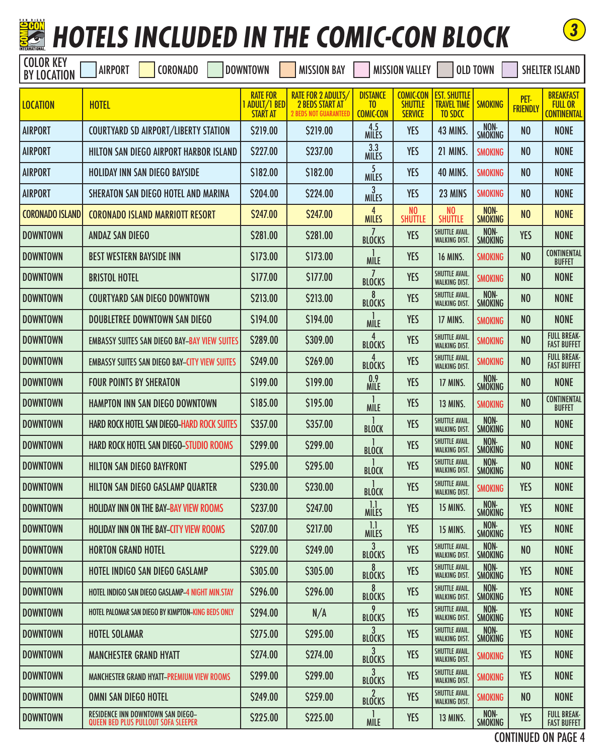# HOTELS INCLUDED IN THE COMIC-CON BLOCK

COLOR KEY BY LOCATION: AIRPORT | CORONADO | DOWNTOWN | MISSION BAY | MISSION VALLEY | OLD TOWN | SHELTER ISLAND

| LOCATION | HOTEL | RATE FOR 1 ADULT/1 BED START AT | RATE FOR 2 ADULTS/ 2 BEDS START AT (2 BEDS NOT GUARANTEED) | DISTANCE TO COMIC-CON | COMIC-CON SHUTTLE SERVICE | EST. SHUTTLE TRAVEL TIME TO SDCC | SMOKING | PET-FRIENDLY | BREAKFAST FULL OR CONTINENTAL |
|---|---|---|---|---|---|---|---|---|---|
| AIRPORT | COURTYARD SD AIRPORT/LIBERTY STATION | $219.00 | $219.00 | 4.5 MILES | YES | 43 MINS. | NON-SMOKING | NO | NONE |
| AIRPORT | HILTON SAN DIEGO AIRPORT HARBOR ISLAND | $227.00 | $237.00 | 3.3 MILES | YES | 21 MINS. | SMOKING | NO | NONE |
| AIRPORT | HOLIDAY INN SAN DIEGO BAYSIDE | $182.00 | $182.00 | 5 MILES | YES | 40 MINS. | SMOKING | NO | NONE |
| AIRPORT | SHERATON SAN DIEGO HOTEL AND MARINA | $204.00 | $224.00 | 3 MILES | YES | 23 MINS | SMOKING | NO | NONE |
| CORONADO ISLAND | CORONADO ISLAND MARRIOTT RESORT | $247.00 | $247.00 | 4 MILES | NO SHUTTLE | NO SHUTTLE | NON-SMOKING | NO | NONE |
| DOWNTOWN | ANDAZ SAN DIEGO | $281.00 | $281.00 | 7 BLOCKS | YES | SHUTTLE AVAIL. WALKING DIST. | NON-SMOKING | YES | NONE |
| DOWNTOWN | BEST WESTERN BAYSIDE INN | $173.00 | $173.00 | 1 MILE | YES | 16 MINS. | SMOKING | NO | CONTINENTAL BUFFET |
| DOWNTOWN | BRISTOL HOTEL | $177.00 | $177.00 | 7 BLOCKS | YES | SHUTTLE AVAIL. WALKING DIST. | SMOKING | NO | NONE |
| DOWNTOWN | COURTYARD SAN DIEGO DOWNTOWN | $213.00 | $213.00 | 8 BLOCKS | YES | SHUTTLE AVAIL. WALKING DIST. | NON-SMOKING | NO | NONE |
| DOWNTOWN | DOUBLETREE DOWNTOWN SAN DIEGO | $194.00 | $194.00 | 1 MILE | YES | 17 MINS. | SMOKING | NO | NONE |
| DOWNTOWN | EMBASSY SUITES SAN DIEGO BAY–BAY VIEW SUITES | $289.00 | $309.00 | 4 BLOCKS | YES | SHUTTLE AVAIL. WALKING DIST. | SMOKING | NO | FULL BREAKFAST BUFFET |
| DOWNTOWN | EMBASSY SUITES SAN DIEGO BAY–CITY VIEW SUITES | $249.00 | $269.00 | 4 BLOCKS | YES | SHUTTLE AVAIL. WALKING DIST. | SMOKING | NO | FULL BREAKFAST BUFFET |
| DOWNTOWN | FOUR POINTS BY SHERATON | $199.00 | $199.00 | 0.9 MILE | YES | 17 MINS. | NON-SMOKING | NO | NONE |
| DOWNTOWN | HAMPTON INN SAN DIEGO DOWNTOWN | $185.00 | $195.00 | 1 MILE | YES | 13 MINS. | SMOKING | NO | CONTINENTAL BUFFET |
| DOWNTOWN | HARD ROCK HOTEL SAN DIEGO–HARD ROCK SUITES | $357.00 | $357.00 | 1 BLOCK | YES | SHUTTLE AVAIL. WALKING DIST. | NON-SMOKING | NO | NONE |
| DOWNTOWN | HARD ROCK HOTEL SAN DIEGO–STUDIO ROOMS | $299.00 | $299.00 | 1 BLOCK | YES | SHUTTLE AVAIL. WALKING DIST. | NON-SMOKING | NO | NONE |
| DOWNTOWN | HILTON SAN DIEGO BAYFRONT | $295.00 | $295.00 | 1 BLOCK | YES | SHUTTLE AVAIL. WALKING DIST. | NON-SMOKING | NO | NONE |
| DOWNTOWN | HILTON SAN DIEGO GASLAMP QUARTER | $230.00 | $230.00 | 1 BLOCK | YES | SHUTTLE AVAIL. WALKING DIST. | SMOKING | YES | NONE |
| DOWNTOWN | HOLIDAY INN ON THE BAY–BAY VIEW ROOMS | $237.00 | $247.00 | 1.1 MILES | YES | 15 MINS. | NON-SMOKING | YES | NONE |
| DOWNTOWN | HOLIDAY INN ON THE BAY–CITY VIEW ROOMS | $207.00 | $217.00 | 1.1 MILES | YES | 15 MINS. | NON-SMOKING | YES | NONE |
| DOWNTOWN | HORTON GRAND HOTEL | $229.00 | $249.00 | 3 BLOCKS | YES | SHUTTLE AVAIL. WALKING DIST. | NON-SMOKING | NO | NONE |
| DOWNTOWN | HOTEL INDIGO SAN DIEGO GASLAMP | $305.00 | $305.00 | 8 BLOCKS | YES | SHUTTLE AVAIL. WALKING DIST. | NON-SMOKING | YES | NONE |
| DOWNTOWN | HOTEL INDIGO SAN DIEGO GASLAMP–4 NIGHT MIN.STAY | $296.00 | $296.00 | 8 BLOCKS | YES | SHUTTLE AVAIL. WALKING DIST. | NON-SMOKING | YES | NONE |
| DOWNTOWN | HOTEL PALOMAR SAN DIEGO BY KIMPTON–KING BEDS ONLY | $294.00 | N/A | 9 BLOCKS | YES | SHUTTLE AVAIL. WALKING DIST. | NON-SMOKING | YES | NONE |
| DOWNTOWN | HOTEL SOLAMAR | $275.00 | $295.00 | 3 BLOCKS | YES | SHUTTLE AVAIL. WALKING DIST. | NON-SMOKING | YES | NONE |
| DOWNTOWN | MANCHESTER GRAND HYATT | $274.00 | $274.00 | 3 BLOCKS | YES | SHUTTLE AVAIL. WALKING DIST. | SMOKING | YES | NONE |
| DOWNTOWN | MANCHESTER GRAND HYATT–PREMIUM VIEW ROOMS | $299.00 | $299.00 | 3 BLOCKS | YES | SHUTTLE AVAIL. WALKING DIST. | SMOKING | YES | NONE |
| DOWNTOWN | OMNI SAN DIEGO HOTEL | $249.00 | $259.00 | 2 BLOCKS | YES | SHUTTLE AVAIL. WALKING DIST. | SMOKING | NO | NONE |
| DOWNTOWN | RESIDENCE INN DOWNTOWN SAN DIEGO–QUEEN BED PLUS PULLOUT SOFA SLEEPER | $225.00 | $225.00 | 1 MILE | YES | 13 MINS. | NON-SMOKING | YES | FULL BREAKFAST BUFFET |

CONTINUED ON PAGE 4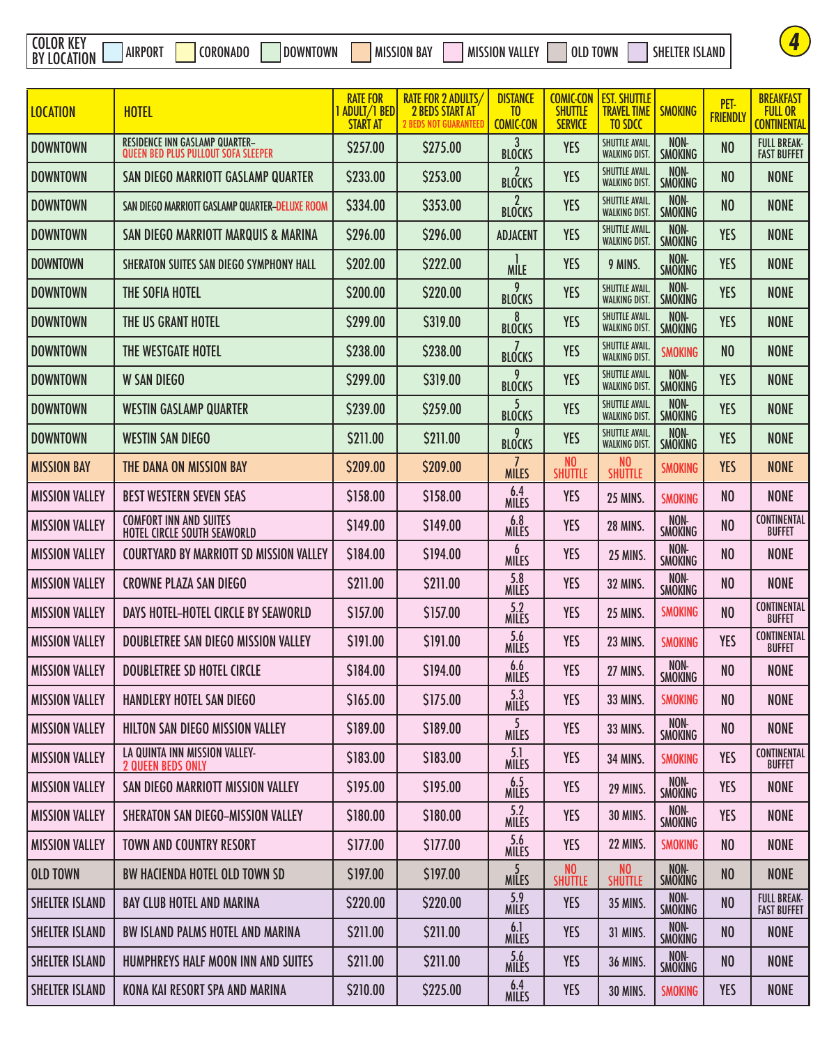COLOR KEY BY LOCATION: AIRPORT | CORONADO | DOWNTOWN | MISSION BAY | MISSION VALLEY | OLD TOWN | SHELTER ISLAND

| LOCATION | HOTEL | RATE FOR 1 ADULT/1 BED START AT | RATE FOR 2 ADULTS/ 2 BEDS START AT 2 BEDS NOT GUARANTEED | DISTANCE TO COMIC-CON | COMIC-CON SHUTTLE SERVICE | EST. SHUTTLE TRAVEL TIME TO SDCC | SMOKING | PET-FRIENDLY | BREAKFAST FULL OR CONTINENTAL |
|---|---|---|---|---|---|---|---|---|---|
| DOWNTOWN | RESIDENCE INN GASLAMP QUARTER– QUEEN BED PLUS PULLOUT SOFA SLEEPER | $257.00 | $275.00 | 3 BLOCKS | YES | SHUTTLE AVAIL. WALKING DIST. | NON-SMOKING | NO | FULL BREAK-FAST BUFFET |
| DOWNTOWN | SAN DIEGO MARRIOTT GASLAMP QUARTER | $233.00 | $253.00 | 2 BLOCKS | YES | SHUTTLE AVAIL. WALKING DIST. | NON-SMOKING | NO | NONE |
| DOWNTOWN | SAN DIEGO MARRIOTT GASLAMP QUARTER–DELUXE ROOM | $334.00 | $353.00 | 2 BLOCKS | YES | SHUTTLE AVAIL. WALKING DIST. | NON-SMOKING | NO | NONE |
| DOWNTOWN | SAN DIEGO MARRIOTT MARQUIS & MARINA | $296.00 | $296.00 | ADJACENT | YES | SHUTTLE AVAIL. WALKING DIST. | NON-SMOKING | YES | NONE |
| DOWNTOWN | SHERATON SUITES SAN DIEGO SYMPHONY HALL | $202.00 | $222.00 | 1 MILE | YES | 9 MINS. | NON-SMOKING | YES | NONE |
| DOWNTOWN | THE SOFIA HOTEL | $200.00 | $220.00 | 9 BLOCKS | YES | SHUTTLE AVAIL. WALKING DIST. | NON-SMOKING | YES | NONE |
| DOWNTOWN | THE US GRANT HOTEL | $299.00 | $319.00 | 8 BLOCKS | YES | SHUTTLE AVAIL. WALKING DIST. | NON-SMOKING | YES | NONE |
| DOWNTOWN | THE WESTGATE HOTEL | $238.00 | $238.00 | 7 BLOCKS | YES | SHUTTLE AVAIL. WALKING DIST. | SMOKING | NO | NONE |
| DOWNTOWN | W SAN DIEGO | $299.00 | $319.00 | 9 BLOCKS | YES | SHUTTLE AVAIL. WALKING DIST. | NON-SMOKING | YES | NONE |
| DOWNTOWN | WESTIN GASLAMP QUARTER | $239.00 | $259.00 | 5 BLOCKS | YES | SHUTTLE AVAIL. WALKING DIST. | NON-SMOKING | YES | NONE |
| DOWNTOWN | WESTIN SAN DIEGO | $211.00 | $211.00 | 9 BLOCKS | YES | SHUTTLE AVAIL. WALKING DIST. | NON-SMOKING | YES | NONE |
| MISSION BAY | THE DANA ON MISSION BAY | $209.00 | $209.00 | 7 MILES | NO SHUTTLE | NO SHUTTLE | SMOKING | YES | NONE |
| MISSION VALLEY | BEST WESTERN SEVEN SEAS | $158.00 | $158.00 | 6.4 MILES | YES | 25 MINS. | SMOKING | NO | NONE |
| MISSION VALLEY | COMFORT INN AND SUITES HOTEL CIRCLE SOUTH SEAWORLD | $149.00 | $149.00 | 6.8 MILES | YES | 28 MINS. | NON-SMOKING | NO | CONTINENTAL BUFFET |
| MISSION VALLEY | COURTYARD BY MARRIOTT SD MISSION VALLEY | $184.00 | $194.00 | 6 MILES | YES | 25 MINS. | NON-SMOKING | NO | NONE |
| MISSION VALLEY | CROWNE PLAZA SAN DIEGO | $211.00 | $211.00 | 5.8 MILES | YES | 32 MINS. | NON-SMOKING | NO | NONE |
| MISSION VALLEY | DAYS HOTEL–HOTEL CIRCLE BY SEAWORLD | $157.00 | $157.00 | 5.2 MILES | YES | 25 MINS. | SMOKING | NO | CONTINENTAL BUFFET |
| MISSION VALLEY | DOUBLETREE SAN DIEGO MISSION VALLEY | $191.00 | $191.00 | 5.6 MILES | YES | 23 MINS. | SMOKING | YES | CONTINENTAL BUFFET |
| MISSION VALLEY | DOUBLETREE SD HOTEL CIRCLE | $184.00 | $194.00 | 6.6 MILES | YES | 27 MINS. | NON-SMOKING | NO | NONE |
| MISSION VALLEY | HANDLERY HOTEL SAN DIEGO | $165.00 | $175.00 | 5.3 MILES | YES | 33 MINS. | SMOKING | NO | NONE |
| MISSION VALLEY | HILTON SAN DIEGO MISSION VALLEY | $189.00 | $189.00 | 5 MILES | YES | 33 MINS. | NON-SMOKING | NO | NONE |
| MISSION VALLEY | LA QUINTA INN MISSION VALLEY- 2 QUEEN BEDS ONLY | $183.00 | $183.00 | 5.1 MILES | YES | 34 MINS. | SMOKING | YES | CONTINENTAL BUFFET |
| MISSION VALLEY | SAN DIEGO MARRIOTT MISSION VALLEY | $195.00 | $195.00 | 6.5 MILES | YES | 29 MINS. | NON-SMOKING | YES | NONE |
| MISSION VALLEY | SHERATON SAN DIEGO–MISSION VALLEY | $180.00 | $180.00 | 5.2 MILES | YES | 30 MINS. | NON-SMOKING | YES | NONE |
| MISSION VALLEY | TOWN AND COUNTRY RESORT | $177.00 | $177.00 | 5.6 MILES | YES | 22 MINS. | SMOKING | NO | NONE |
| OLD TOWN | BW HACIENDA HOTEL OLD TOWN SD | $197.00 | $197.00 | 5 MILES | NO SHUTTLE | NO SHUTTLE | NON-SMOKING | NO | NONE |
| SHELTER ISLAND | BAY CLUB HOTEL AND MARINA | $220.00 | $220.00 | 5.9 MILES | YES | 35 MINS. | NON-SMOKING | NO | FULL BREAK-FAST BUFFET |
| SHELTER ISLAND | BW ISLAND PALMS HOTEL AND MARINA | $211.00 | $211.00 | 6.1 MILES | YES | 31 MINS. | NON-SMOKING | NO | NONE |
| SHELTER ISLAND | HUMPHREYS HALF MOON INN AND SUITES | $211.00 | $211.00 | 5.6 MILES | YES | 36 MINS. | NON-SMOKING | NO | NONE |
| SHELTER ISLAND | KONA KAI RESORT SPA AND MARINA | $210.00 | $225.00 | 6.4 MILES | YES | 30 MINS. | SMOKING | YES | NONE |